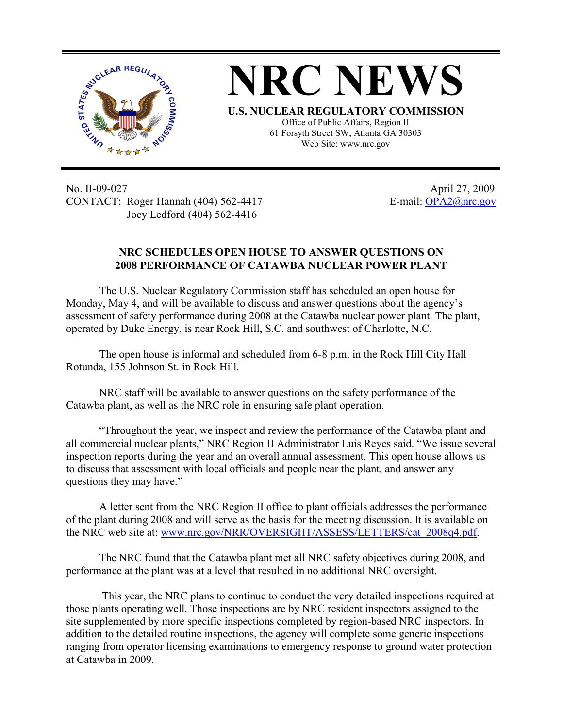# NRC NEWS

**U.S. NUCLEAR REGULATORY COMMISSION**
Office of Public Affairs, Region II
61 Forsyth Street SW, Atlanta GA 30303
Web Site: www.nrc.gov

No. II-09-027
CONTACT: Roger Hannah (404) 562-4417
Joey Ledford (404) 562-4416

April 27, 2009
E-mail: OPA2@nrc.gov

## NRC SCHEDULES OPEN HOUSE TO ANSWER QUESTIONS ON 2008 PERFORMANCE OF CATAWBA NUCLEAR POWER PLANT

The U.S. Nuclear Regulatory Commission staff has scheduled an open house for Monday, May 4, and will be available to discuss and answer questions about the agency's assessment of safety performance during 2008 at the Catawba nuclear power plant. The plant, operated by Duke Energy, is near Rock Hill, S.C. and southwest of Charlotte, N.C.

The open house is informal and scheduled from 6-8 p.m. in the Rock Hill City Hall Rotunda, 155 Johnson St. in Rock Hill.

NRC staff will be available to answer questions on the safety performance of the Catawba plant, as well as the NRC role in ensuring safe plant operation.

"Throughout the year, we inspect and review the performance of the Catawba plant and all commercial nuclear plants," NRC Region II Administrator Luis Reyes said. "We issue several inspection reports during the year and an overall annual assessment. This open house allows us to discuss that assessment with local officials and people near the plant, and answer any questions they may have."

A letter sent from the NRC Region II office to plant officials addresses the performance of the plant during 2008 and will serve as the basis for the meeting discussion. It is available on the NRC web site at: www.nrc.gov/NRR/OVERSIGHT/ASSESS/LETTERS/cat_2008q4.pdf.

The NRC found that the Catawba plant met all NRC safety objectives during 2008, and performance at the plant was at a level that resulted in no additional NRC oversight.

This year, the NRC plans to continue to conduct the very detailed inspections required at those plants operating well. Those inspections are by NRC resident inspectors assigned to the site supplemented by more specific inspections completed by region-based NRC inspectors. In addition to the detailed routine inspections, the agency will complete some generic inspections ranging from operator licensing examinations to emergency response to ground water protection at Catawba in 2009.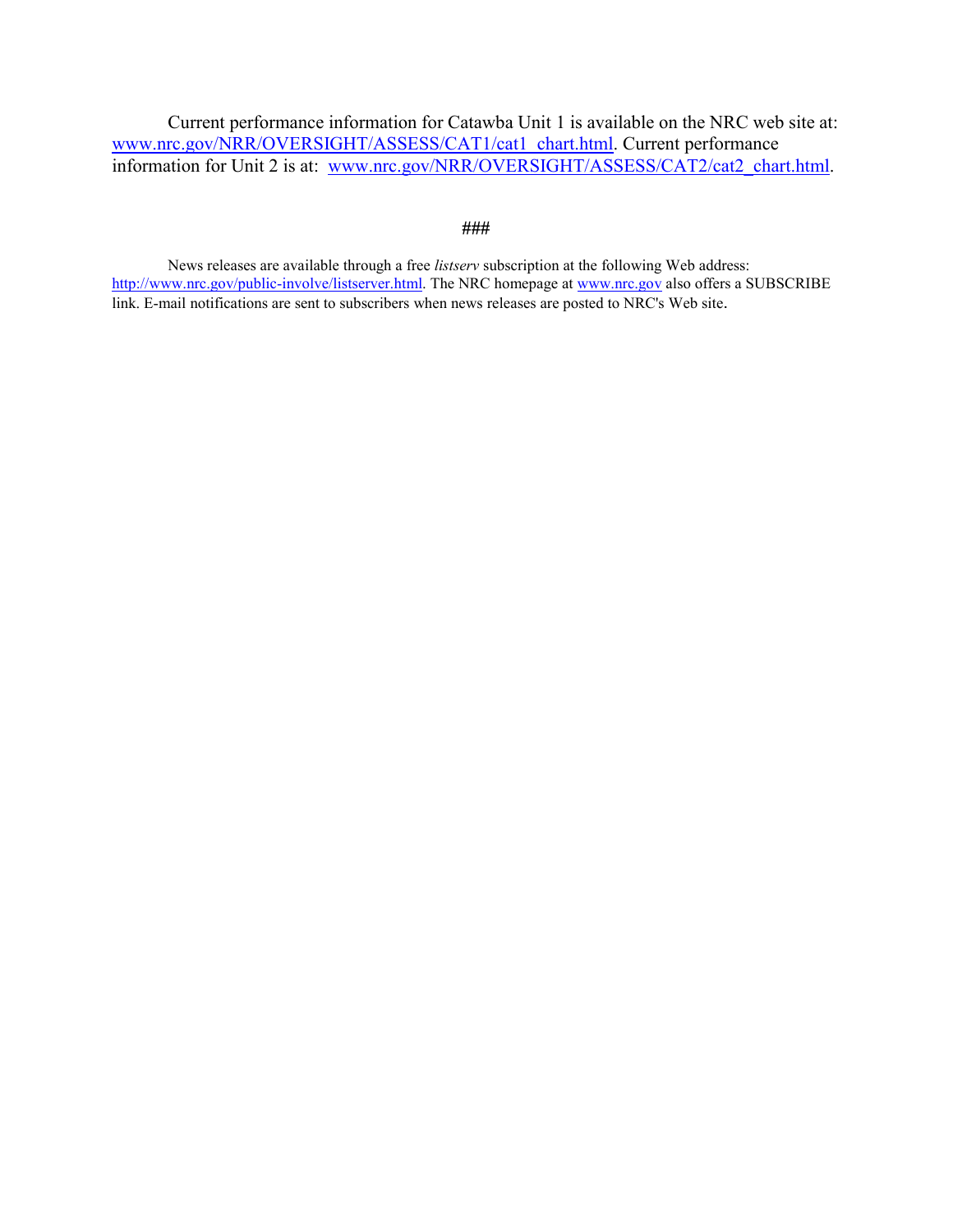Current performance information for Catawba Unit 1 is available on the NRC web site at: www.nrc.gov/NRR/OVERSIGHT/ASSESS/CAT1/cat1_chart.html. Current performance information for Unit 2 is at: www.nrc.gov/NRR/OVERSIGHT/ASSESS/CAT2/cat2_chart.html.

###

News releases are available through a free *listserv* subscription at the following Web address: http://www.nrc.gov/public-involve/listserver.html. The NRC homepage at www.nrc.gov also offers a SUBSCRIBE link. E-mail notifications are sent to subscribers when news releases are posted to NRC's Web site.